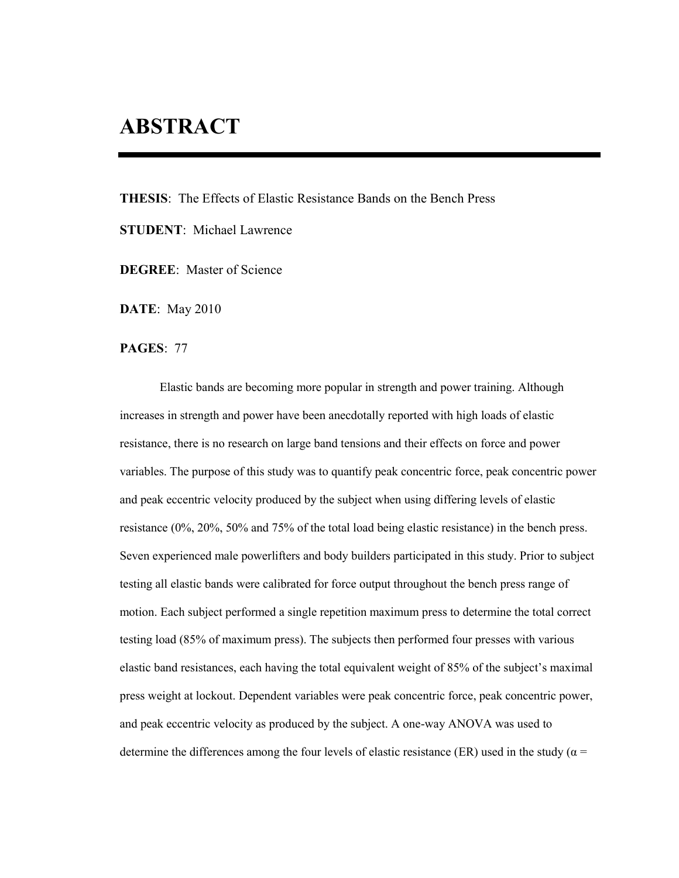# ABSTRACT

**THESIS**: The Effects of Elastic Resistance Bands on the Bench Press

**STUDENT**: Michael Lawrence

**DEGREE**: Master of Science

**DATE**: May 2010

**PAGES**: 77

Elastic bands are becoming more popular in strength and power training. Although increases in strength and power have been anecdotally reported with high loads of elastic resistance, there is no research on large band tensions and their effects on force and power variables. The purpose of this study was to quantify peak concentric force, peak concentric power and peak eccentric velocity produced by the subject when using differing levels of elastic resistance (0%, 20%, 50% and 75% of the total load being elastic resistance) in the bench press. Seven experienced male powerlifters and body builders participated in this study. Prior to subject testing all elastic bands were calibrated for force output throughout the bench press range of motion. Each subject performed a single repetition maximum press to determine the total correct testing load (85% of maximum press). The subjects then performed four presses with various elastic band resistances, each having the total equivalent weight of 85% of the subject's maximal press weight at lockout. Dependent variables were peak concentric force, peak concentric power, and peak eccentric velocity as produced by the subject. A one-way ANOVA was used to determine the differences among the four levels of elastic resistance (ER) used in the study ($\alpha$ =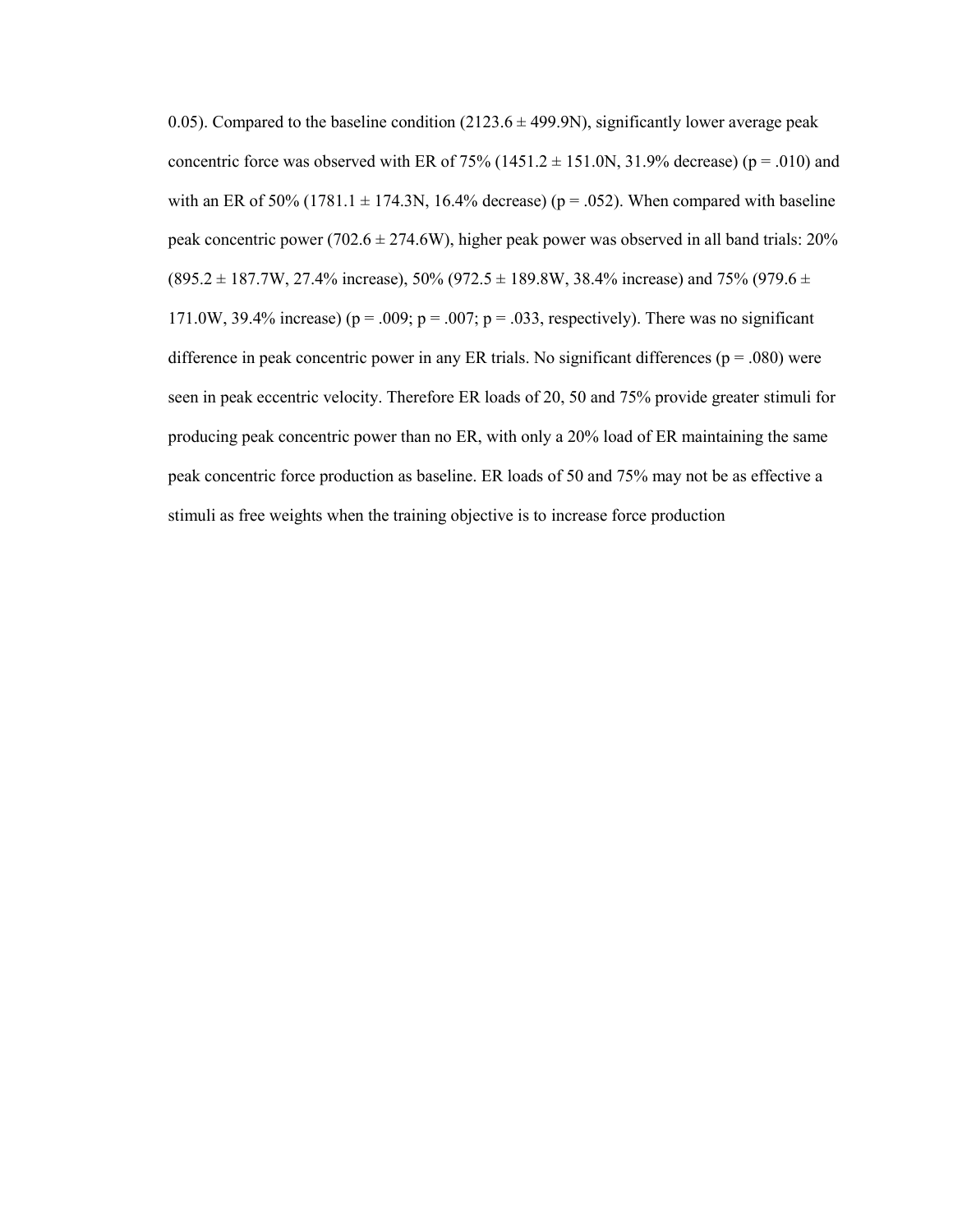0.05). Compared to the baseline condition (2123.6 ± 499.9N), significantly lower average peak concentric force was observed with ER of 75% (1451.2 ± 151.0N, 31.9% decrease) ($p = .010$) and with an ER of 50% (1781.1 ± 174.3N, 16.4% decrease) ($p = .052$). When compared with baseline peak concentric power (702.6 ± 274.6W), higher peak power was observed in all band trials: 20% (895.2 ± 187.7W, 27.4% increase), 50% (972.5 ± 189.8W, 38.4% increase) and 75% (979.6 ± 171.0W, 39.4% increase) ($p = .009$; $p = .007$; $p = .033$, respectively). There was no significant difference in peak concentric power in any ER trials. No significant differences ($p = .080$) were seen in peak eccentric velocity. Therefore ER loads of 20, 50 and 75% provide greater stimuli for producing peak concentric power than no ER, with only a 20% load of ER maintaining the same peak concentric force production as baseline. ER loads of 50 and 75% may not be as effective a stimuli as free weights when the training objective is to increase force production